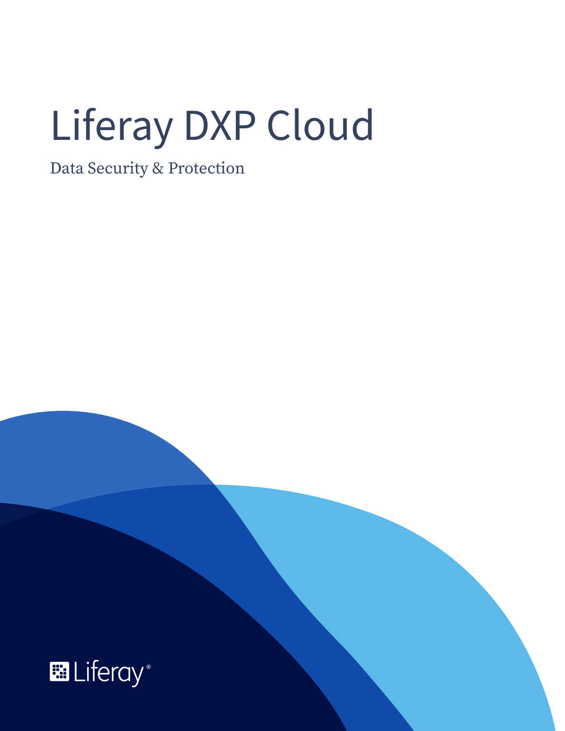# Liferay DXP Cloud

Data Security & Protection

Liferay®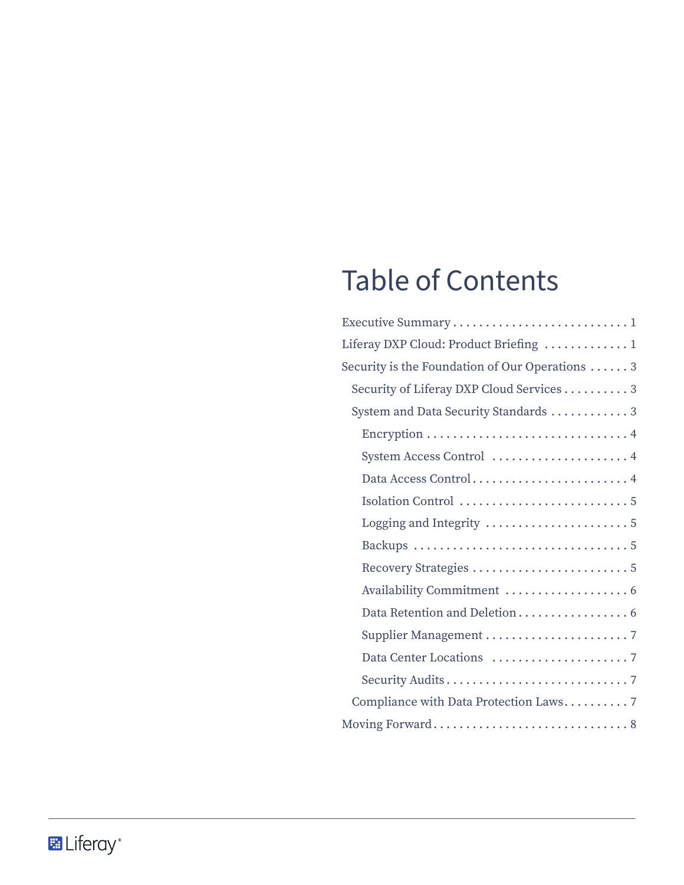# Table of Contents

- Executive Summary . . . . . . . . . . . . . . . . . . . . . . . . . . . 1
- Liferay DXP Cloud: Product Briefing . . . . . . . . . . . . . 1
- Security is the Foundation of Our Operations . . . . . . 3
  - Security of Liferay DXP Cloud Services . . . . . . . . . . 3
  - System and Data Security Standards . . . . . . . . . . . . 3
    - Encryption . . . . . . . . . . . . . . . . . . . . . . . . . . . . . . . 4
    - System Access Control . . . . . . . . . . . . . . . . . . . . . 4
    - Data Access Control . . . . . . . . . . . . . . . . . . . . . . . . 4
    - Isolation Control . . . . . . . . . . . . . . . . . . . . . . . . . . 5
    - Logging and Integrity . . . . . . . . . . . . . . . . . . . . . . 5
    - Backups . . . . . . . . . . . . . . . . . . . . . . . . . . . . . . . . . 5
    - Recovery Strategies . . . . . . . . . . . . . . . . . . . . . . . . 5
    - Availability Commitment . . . . . . . . . . . . . . . . . . . 6
    - Data Retention and Deletion . . . . . . . . . . . . . . . . . 6
    - Supplier Management . . . . . . . . . . . . . . . . . . . . . . 7
    - Data Center Locations . . . . . . . . . . . . . . . . . . . . . 7
    - Security Audits . . . . . . . . . . . . . . . . . . . . . . . . . . . 7
  - Compliance with Data Protection Laws . . . . . . . . . . 7
- Moving Forward . . . . . . . . . . . . . . . . . . . . . . . . . . . . . . 8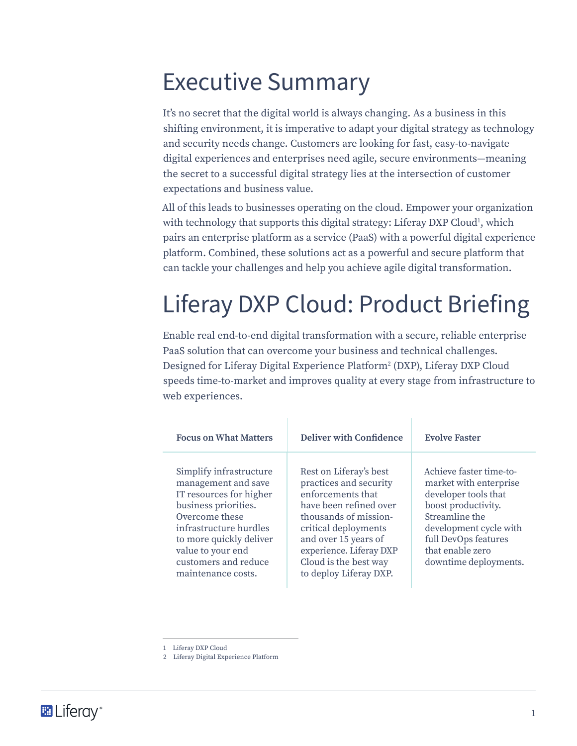# Executive Summary

It's no secret that the digital world is always changing. As a business in this shifting environment, it is imperative to adapt your digital strategy as technology and security needs change. Customers are looking for fast, easy-to-navigate digital experiences and enterprises need agile, secure environments—meaning the secret to a successful digital strategy lies at the intersection of customer expectations and business value.

All of this leads to businesses operating on the cloud. Empower your organization with technology that supports this digital strategy: Liferay DXP Cloud[1], which pairs an enterprise platform as a service (PaaS) with a powerful digital experience platform. Combined, these solutions act as a powerful and secure platform that can tackle your challenges and help you achieve agile digital transformation.

# Liferay DXP Cloud: Product Briefing

Enable real end-to-end digital transformation with a secure, reliable enterprise PaaS solution that can overcome your business and technical challenges. Designed for Liferay Digital Experience Platform[2] (DXP), Liferay DXP Cloud speeds time-to-market and improves quality at every stage from infrastructure to web experiences.

| Focus on What Matters | Deliver with Confidence | Evolve Faster |
| --- | --- | --- |
| Simplify infrastructure management and save IT resources for higher business priorities. Overcome these infrastructure hurdles to more quickly deliver value to your end customers and reduce maintenance costs. | Rest on Liferay's best practices and security enforcements that have been refined over thousands of mission-critical deployments and over 15 years of experience. Liferay DXP Cloud is the best way to deploy Liferay DXP. | Achieve faster time-to-market with enterprise developer tools that boost productivity. Streamline the development cycle with full DevOps features that enable zero downtime deployments. |

1 Liferay DXP Cloud
2 Liferay Digital Experience Platform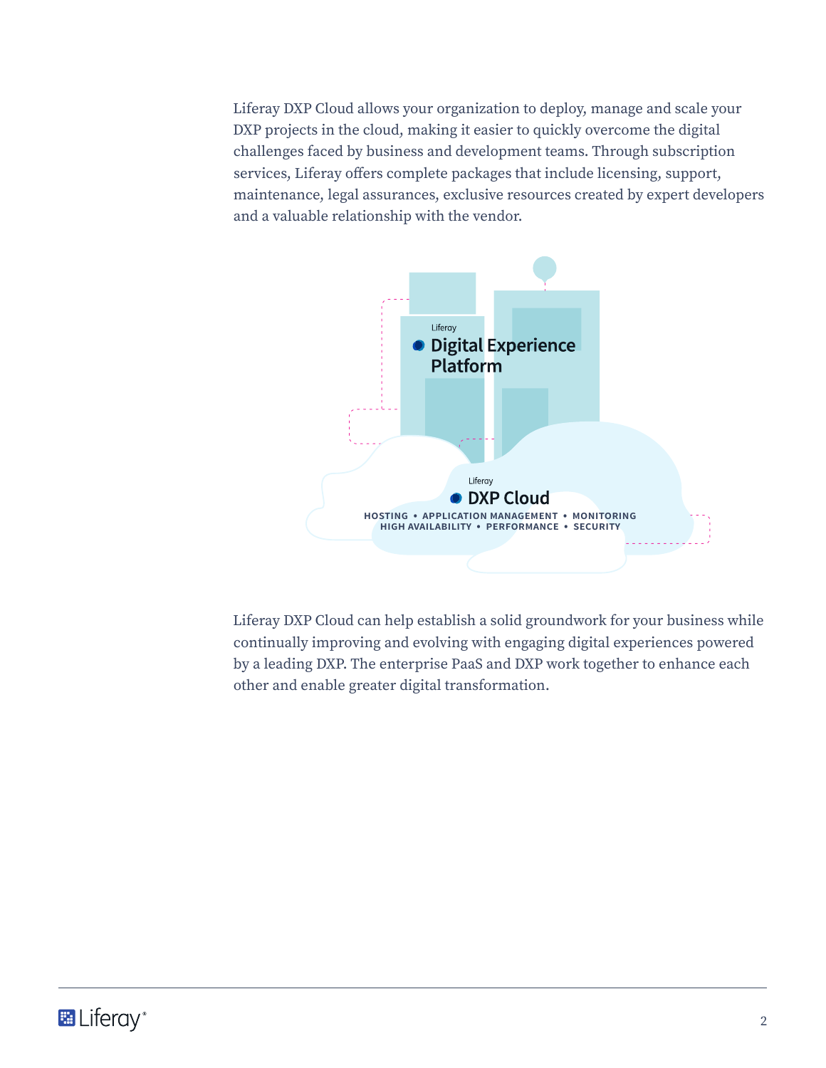Liferay DXP Cloud allows your organization to deploy, manage and scale your DXP projects in the cloud, making it easier to quickly overcome the digital challenges faced by business and development teams. Through subscription services, Liferay offers complete packages that include licensing, support, maintenance, legal assurances, exclusive resources created by expert developers and a valuable relationship with the vendor.

Liferay
Digital Experience Platform

Liferay
DXP Cloud

HOSTING • APPLICATION MANAGEMENT • MONITORING
HIGH AVAILABILITY • PERFORMANCE • SECURITY

Liferay DXP Cloud can help establish a solid groundwork for your business while continually improving and evolving with engaging digital experiences powered by a leading DXP. The enterprise PaaS and DXP work together to enhance each other and enable greater digital transformation.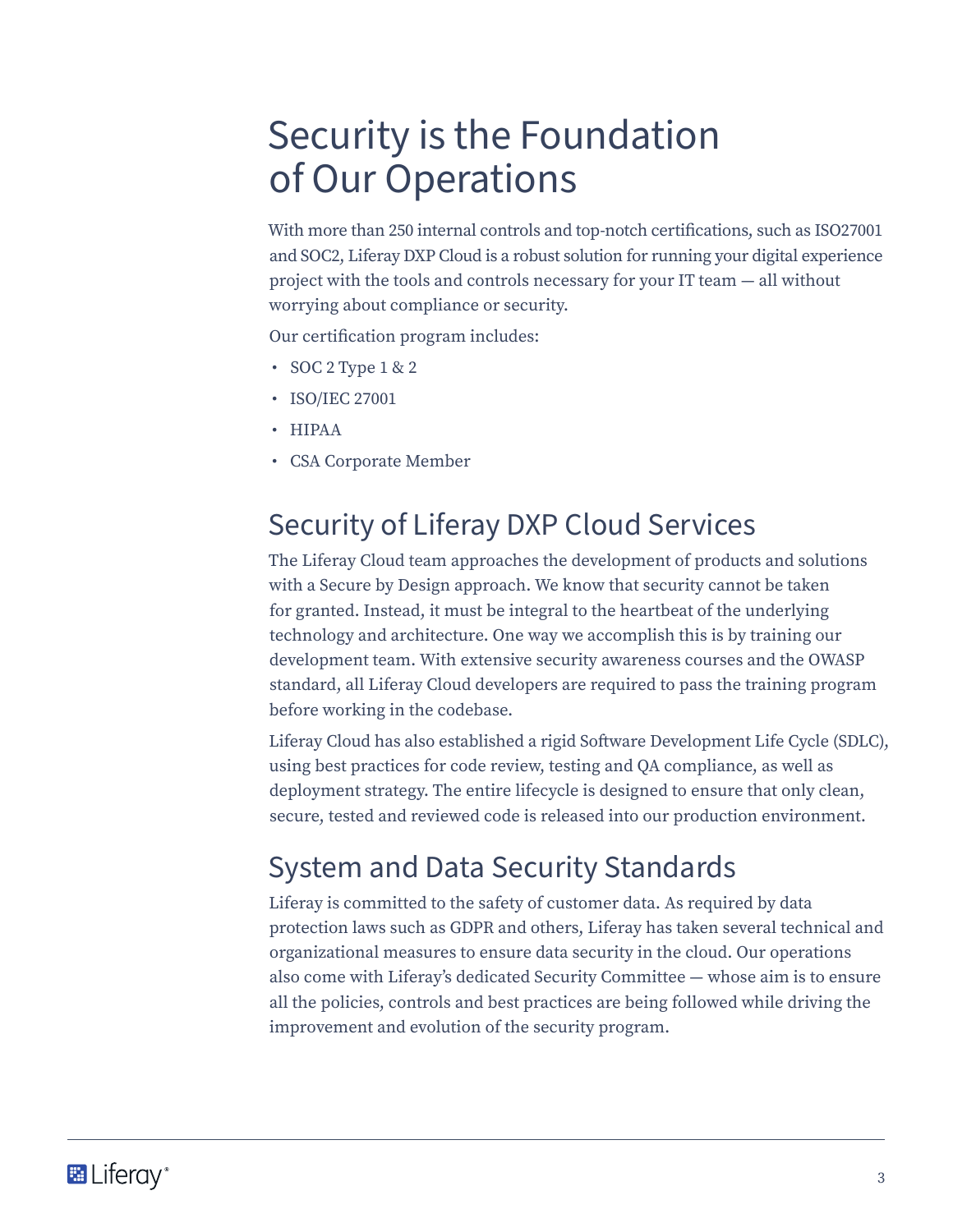# Security is the Foundation of Our Operations

With more than 250 internal controls and top-notch certifications, such as ISO27001 and SOC2, Liferay DXP Cloud is a robust solution for running your digital experience project with the tools and controls necessary for your IT team — all without worrying about compliance or security.

Our certification program includes:

- SOC 2 Type 1 & 2
- ISO/IEC 27001
- HIPAA
- CSA Corporate Member

## Security of Liferay DXP Cloud Services

The Liferay Cloud team approaches the development of products and solutions with a Secure by Design approach. We know that security cannot be taken for granted. Instead, it must be integral to the heartbeat of the underlying technology and architecture. One way we accomplish this is by training our development team. With extensive security awareness courses and the OWASP standard, all Liferay Cloud developers are required to pass the training program before working in the codebase.

Liferay Cloud has also established a rigid Software Development Life Cycle (SDLC), using best practices for code review, testing and QA compliance, as well as deployment strategy. The entire lifecycle is designed to ensure that only clean, secure, tested and reviewed code is released into our production environment.

## System and Data Security Standards

Liferay is committed to the safety of customer data. As required by data protection laws such as GDPR and others, Liferay has taken several technical and organizational measures to ensure data security in the cloud. Our operations also come with Liferay's dedicated Security Committee — whose aim is to ensure all the policies, controls and best practices are being followed while driving the improvement and evolution of the security program.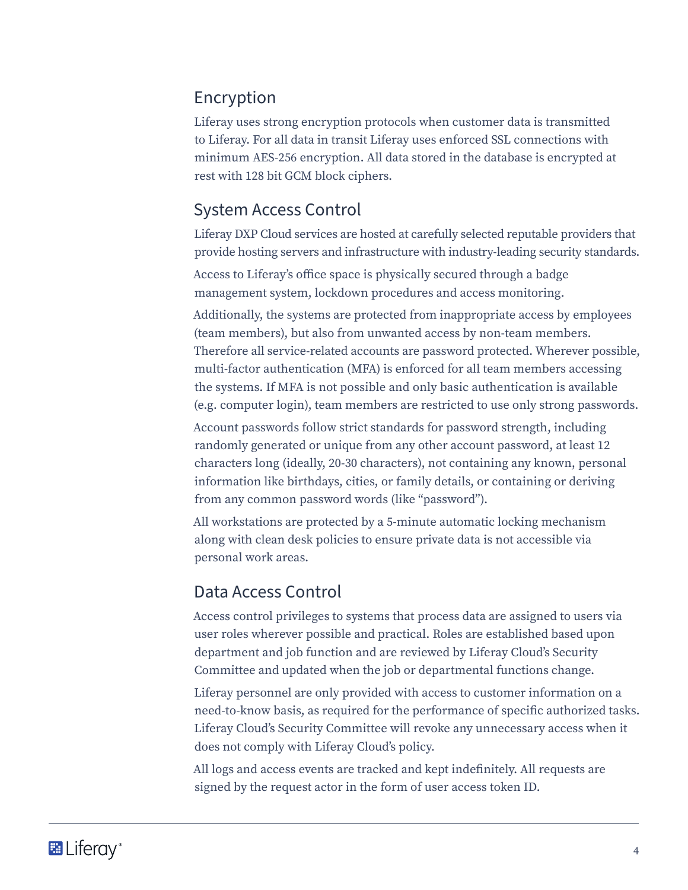## Encryption

Liferay uses strong encryption protocols when customer data is transmitted to Liferay. For all data in transit Liferay uses enforced SSL connections with minimum AES-256 encryption. All data stored in the database is encrypted at rest with 128 bit GCM block ciphers.

## System Access Control

Liferay DXP Cloud services are hosted at carefully selected reputable providers that provide hosting servers and infrastructure with industry-leading security standards.

Access to Liferay's office space is physically secured through a badge management system, lockdown procedures and access monitoring.

Additionally, the systems are protected from inappropriate access by employees (team members), but also from unwanted access by non-team members. Therefore all service-related accounts are password protected. Wherever possible, multi-factor authentication (MFA) is enforced for all team members accessing the systems. If MFA is not possible and only basic authentication is available (e.g. computer login), team members are restricted to use only strong passwords.

Account passwords follow strict standards for password strength, including randomly generated or unique from any other account password, at least 12 characters long (ideally, 20-30 characters), not containing any known, personal information like birthdays, cities, or family details, or containing or deriving from any common password words (like "password").

All workstations are protected by a 5-minute automatic locking mechanism along with clean desk policies to ensure private data is not accessible via personal work areas.

## Data Access Control

Access control privileges to systems that process data are assigned to users via user roles wherever possible and practical. Roles are established based upon department and job function and are reviewed by Liferay Cloud's Security Committee and updated when the job or departmental functions change.

Liferay personnel are only provided with access to customer information on a need-to-know basis, as required for the performance of specific authorized tasks. Liferay Cloud's Security Committee will revoke any unnecessary access when it does not comply with Liferay Cloud's policy.

All logs and access events are tracked and kept indefinitely. All requests are signed by the request actor in the form of user access token ID.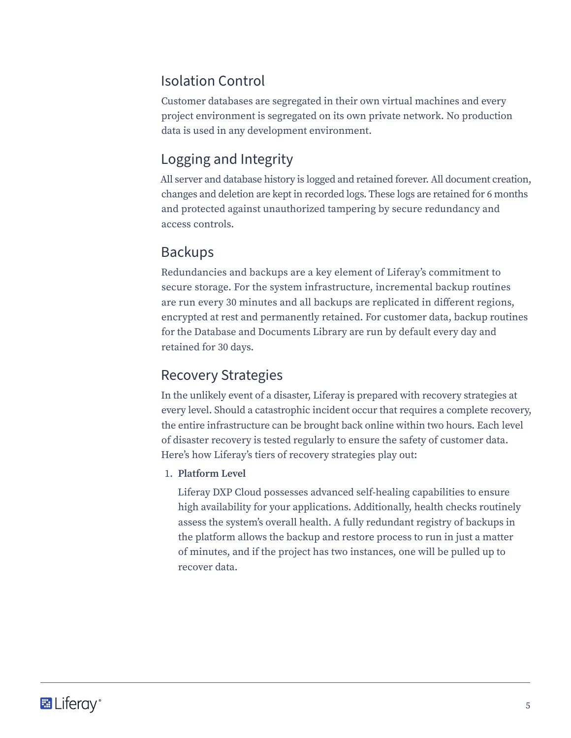## Isolation Control

Customer databases are segregated in their own virtual machines and every project environment is segregated on its own private network. No production data is used in any development environment.

## Logging and Integrity

All server and database history is logged and retained forever. All document creation, changes and deletion are kept in recorded logs. These logs are retained for 6 months and protected against unauthorized tampering by secure redundancy and access controls.

## Backups

Redundancies and backups are a key element of Liferay's commitment to secure storage. For the system infrastructure, incremental backup routines are run every 30 minutes and all backups are replicated in different regions, encrypted at rest and permanently retained. For customer data, backup routines for the Database and Documents Library are run by default every day and retained for 30 days.

## Recovery Strategies

In the unlikely event of a disaster, Liferay is prepared with recovery strategies at every level. Should a catastrophic incident occur that requires a complete recovery, the entire infrastructure can be brought back online within two hours. Each level of disaster recovery is tested regularly to ensure the safety of customer data. Here's how Liferay's tiers of recovery strategies play out:

1. **Platform Level**

   Liferay DXP Cloud possesses advanced self-healing capabilities to ensure high availability for your applications. Additionally, health checks routinely assess the system's overall health. A fully redundant registry of backups in the platform allows the backup and restore process to run in just a matter of minutes, and if the project has two instances, one will be pulled up to recover data.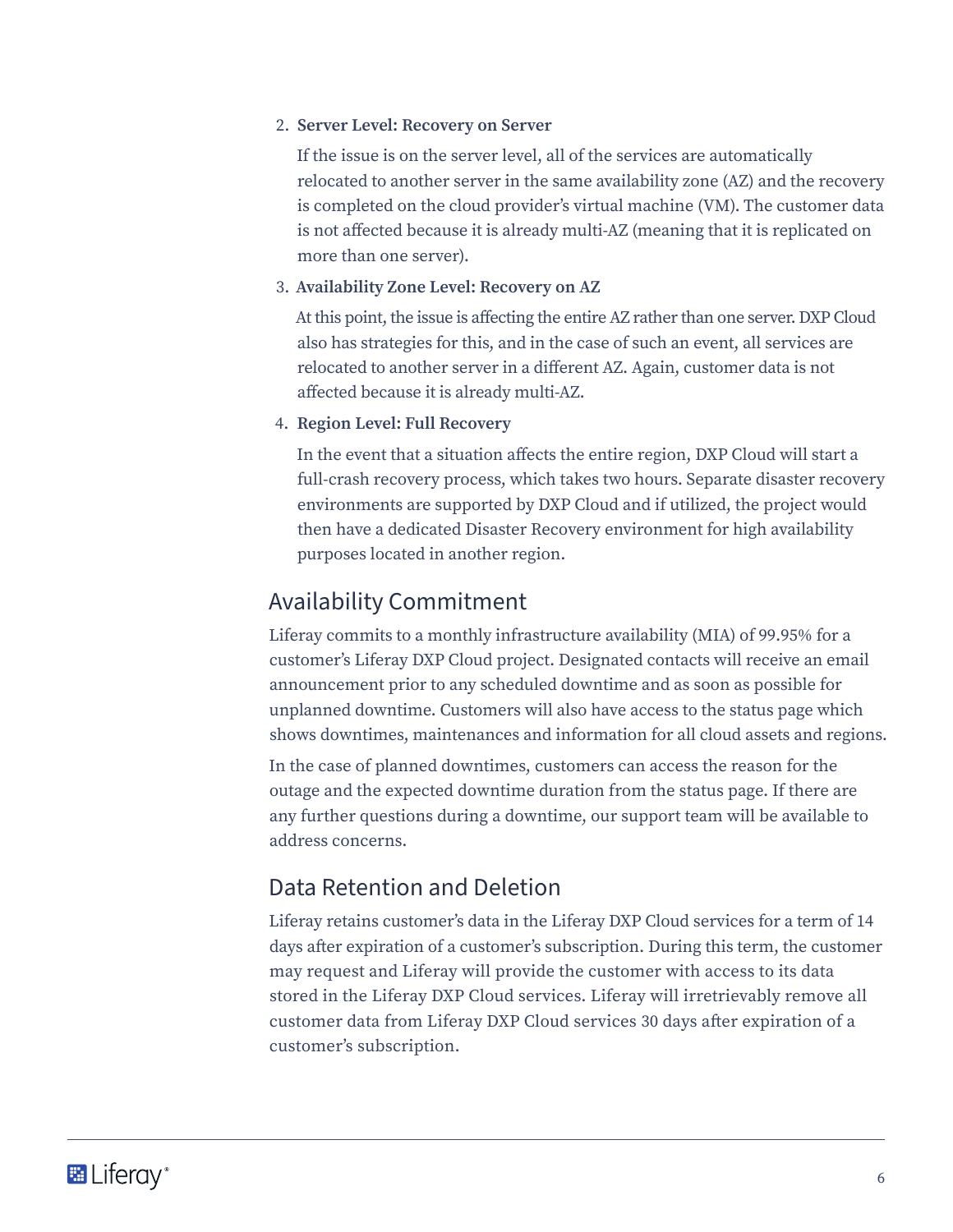2. **Server Level: Recovery on Server**

   If the issue is on the server level, all of the services are automatically relocated to another server in the same availability zone (AZ) and the recovery is completed on the cloud provider's virtual machine (VM). The customer data is not affected because it is already multi-AZ (meaning that it is replicated on more than one server).

3. **Availability Zone Level: Recovery on AZ**

   At this point, the issue is affecting the entire AZ rather than one server. DXP Cloud also has strategies for this, and in the case of such an event, all services are relocated to another server in a different AZ. Again, customer data is not affected because it is already multi-AZ.

4. **Region Level: Full Recovery**

   In the event that a situation affects the entire region, DXP Cloud will start a full-crash recovery process, which takes two hours. Separate disaster recovery environments are supported by DXP Cloud and if utilized, the project would then have a dedicated Disaster Recovery environment for high availability purposes located in another region.

## Availability Commitment

Liferay commits to a monthly infrastructure availability (MIA) of 99.95% for a customer's Liferay DXP Cloud project. Designated contacts will receive an email announcement prior to any scheduled downtime and as soon as possible for unplanned downtime. Customers will also have access to the status page which shows downtimes, maintenances and information for all cloud assets and regions.

In the case of planned downtimes, customers can access the reason for the outage and the expected downtime duration from the status page. If there are any further questions during a downtime, our support team will be available to address concerns.

## Data Retention and Deletion

Liferay retains customer's data in the Liferay DXP Cloud services for a term of 14 days after expiration of a customer's subscription. During this term, the customer may request and Liferay will provide the customer with access to its data stored in the Liferay DXP Cloud services. Liferay will irretrievably remove all customer data from Liferay DXP Cloud services 30 days after expiration of a customer's subscription.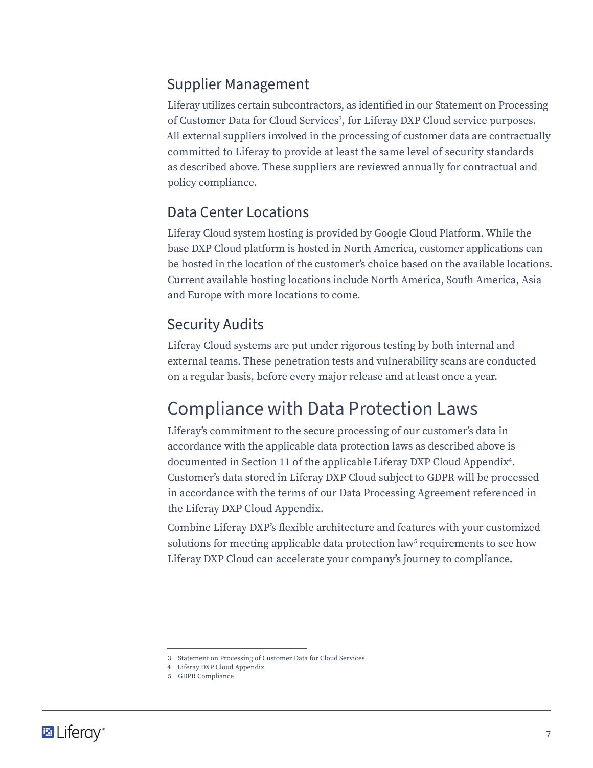### Supplier Management

Liferay utilizes certain subcontractors, as identified in our Statement on Processing of Customer Data for Cloud Services[3], for Liferay DXP Cloud service purposes. All external suppliers involved in the processing of customer data are contractually committed to Liferay to provide at least the same level of security standards as described above. These suppliers are reviewed annually for contractual and policy compliance.

### Data Center Locations

Liferay Cloud system hosting is provided by Google Cloud Platform. While the base DXP Cloud platform is hosted in North America, customer applications can be hosted in the location of the customer's choice based on the available locations. Current available hosting locations include North America, South America, Asia and Europe with more locations to come.

### Security Audits

Liferay Cloud systems are put under rigorous testing by both internal and external teams. These penetration tests and vulnerability scans are conducted on a regular basis, before every major release and at least once a year.

## Compliance with Data Protection Laws

Liferay's commitment to the secure processing of our customer's data in accordance with the applicable data protection laws as described above is documented in Section 11 of the applicable Liferay DXP Cloud Appendix[4]. Customer's data stored in Liferay DXP Cloud subject to GDPR will be processed in accordance with the terms of our Data Processing Agreement referenced in the Liferay DXP Cloud Appendix.

Combine Liferay DXP's flexible architecture and features with your customized solutions for meeting applicable data protection law[5] requirements to see how Liferay DXP Cloud can accelerate your company's journey to compliance.

---

3 Statement on Processing of Customer Data for Cloud Services

4 Liferay DXP Cloud Appendix

5 GDPR Compliance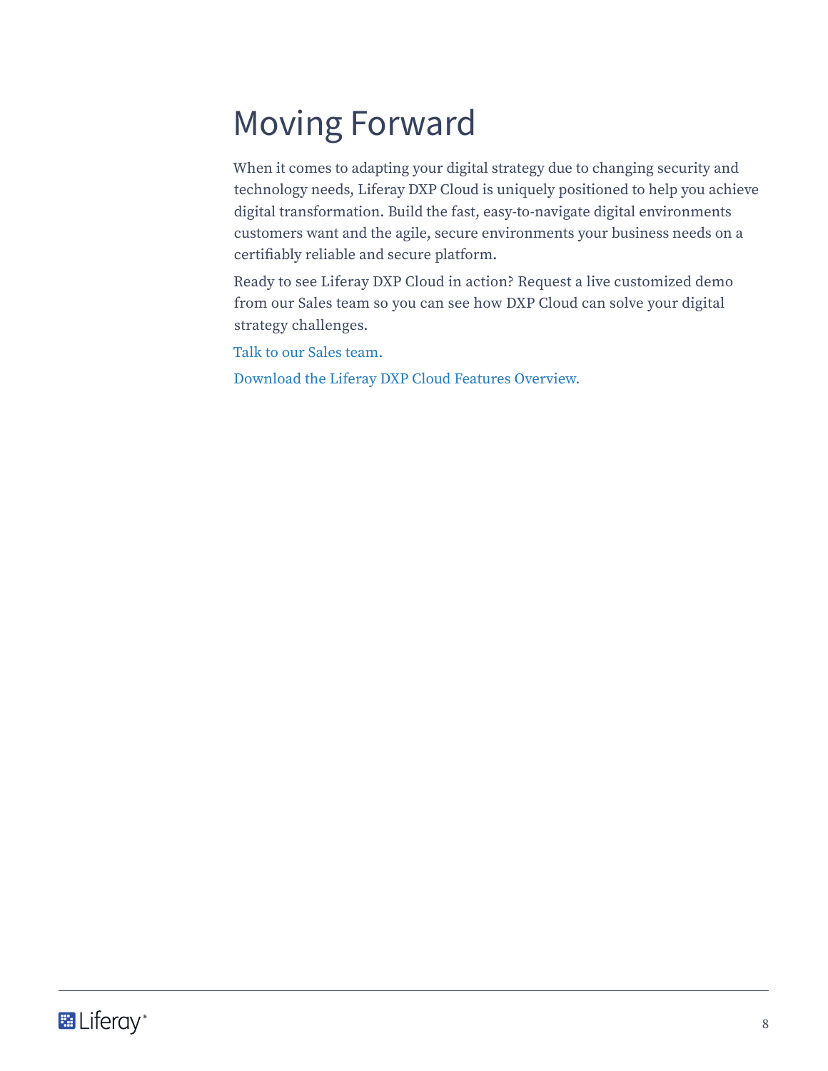# Moving Forward

When it comes to adapting your digital strategy due to changing security and technology needs, Liferay DXP Cloud is uniquely positioned to help you achieve digital transformation. Build the fast, easy-to-navigate digital environments customers want and the agile, secure environments your business needs on a certifiably reliable and secure platform.

Ready to see Liferay DXP Cloud in action? Request a live customized demo from our Sales team so you can see how DXP Cloud can solve your digital strategy challenges.

Talk to our Sales team.

Download the Liferay DXP Cloud Features Overview.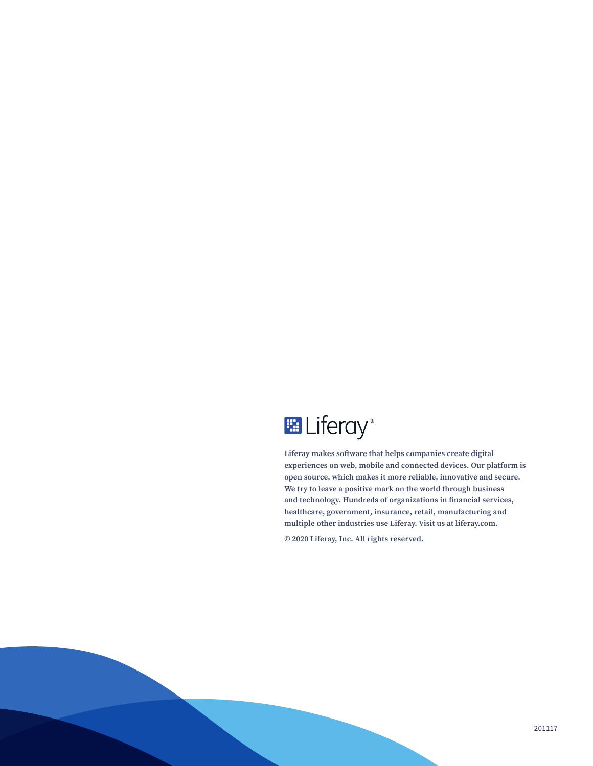Liferay®

**Liferay makes software that helps companies create digital experiences on web, mobile and connected devices. Our platform is open source, which makes it more reliable, innovative and secure. We try to leave a positive mark on the world through business and technology. Hundreds of organizations in financial services, healthcare, government, insurance, retail, manufacturing and multiple other industries use Liferay. Visit us at liferay.com.**

**© 2020 Liferay, Inc. All rights reserved.**

201117